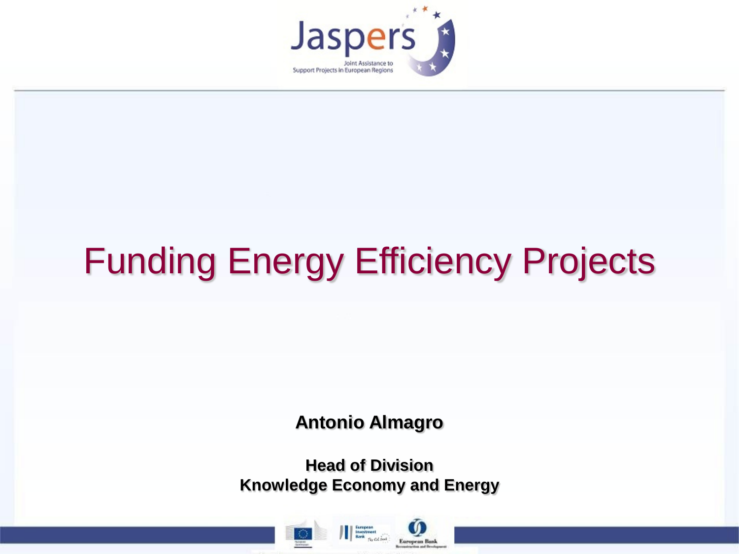# Funding Energy Efficiency Projects

**Antonio Almagro**

**Head of Division**
**Knowledge Economy and Energy**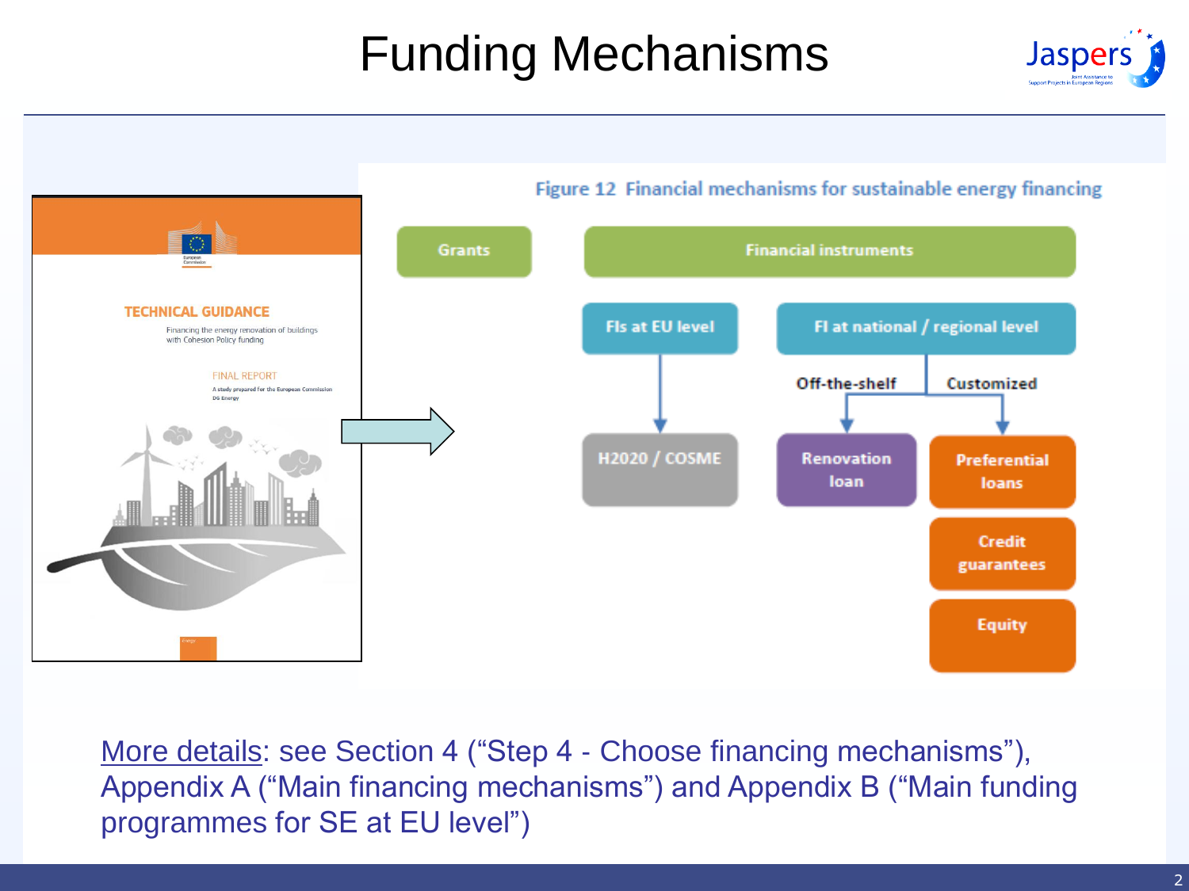# Funding Mechanisms

**TECHNICAL GUIDANCE**

Financing the energy renovation of buildings with Cohesion Policy funding

FINAL REPORT

A study prepared for the European Commission DG Energy

Figure 12 Financial mechanisms for sustainable energy financing

- Grants
- Financial instruments
  - FIs at EU level
    - H2020 / COSME
  - FI at national / regional level
    - Off-the-shelf
      - Renovation loan
    - Customized
      - Preferential loans
      - Credit guarantees
      - Equity

More details: see Section 4 (“Step 4 - Choose financing mechanisms”), Appendix A (“Main financing mechanisms”) and Appendix B (“Main funding programmes for SE at EU level”)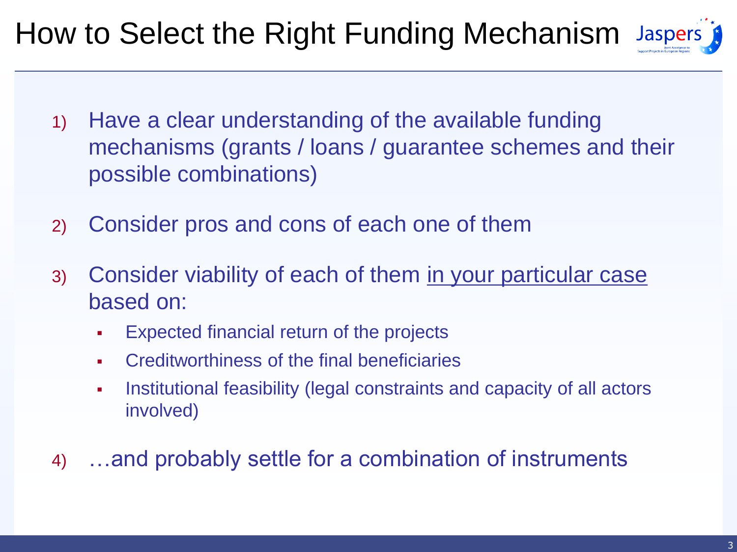# How to Select the Right Funding Mechanism

1) Have a clear understanding of the available funding mechanisms (grants / loans / guarantee schemes and their possible combinations)

2) Consider pros and cons of each one of them

3) Consider viability of each of them <u>in your particular case</u> based on:
   - Expected financial return of the projects
   - Creditworthiness of the final beneficiaries
   - Institutional feasibility (legal constraints and capacity of all actors involved)

4) …and probably settle for a combination of instruments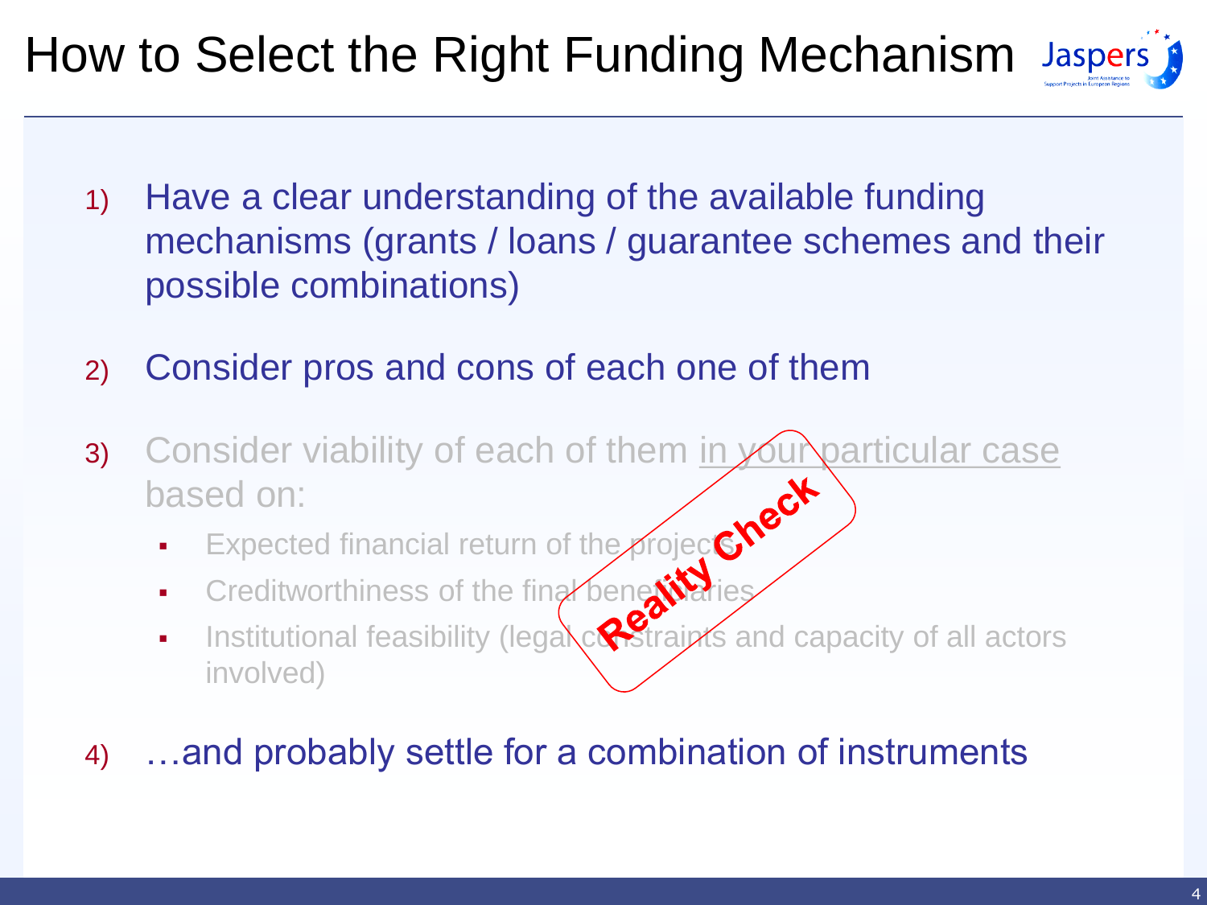# How to Select the Right Funding Mechanism

1) Have a clear understanding of the available funding mechanisms (grants / loans / guarantee schemes and their possible combinations)

2) Consider pros and cons of each one of them

3) Consider viability of each of them in your particular case based on:
   - Expected financial return of the projects
   - Creditworthiness of the final beneficiaries
   - Institutional feasibility (legal constraints and capacity of all actors involved)

**Reality Check**

4) …and probably settle for a combination of instruments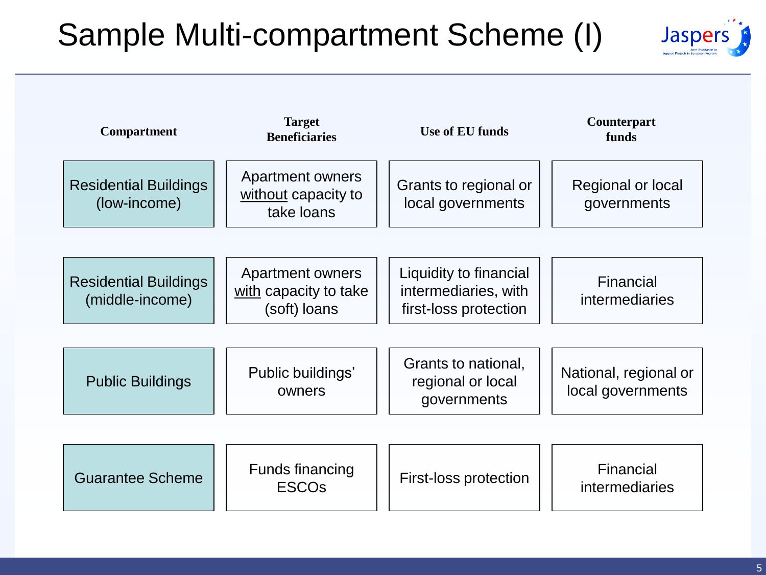# Sample Multi-compartment Scheme (I)

| Compartment | Target Beneficiaries | Use of EU funds | Counterpart funds |
| --- | --- | --- | --- |
| Residential Buildings (low-income) | Apartment owners <u>without</u> capacity to take loans | Grants to regional or local governments | Regional or local governments |
| Residential Buildings (middle-income) | Apartment owners <u>with</u> capacity to take (soft) loans | Liquidity to financial intermediaries, with first-loss protection | Financial intermediaries |
| Public Buildings | Public buildings' owners | Grants to national, regional or local governments | National, regional or local governments |
| Guarantee Scheme | Funds financing ESCOs | First-loss protection | Financial intermediaries |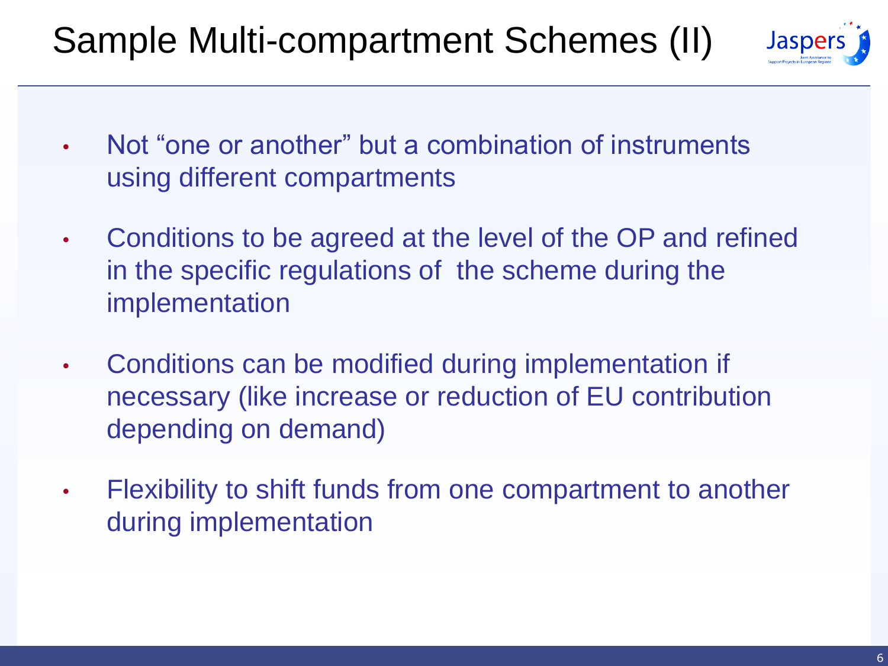# Sample Multi-compartment Schemes (II)

- Not “one or another” but a combination of instruments using different compartments
- Conditions to be agreed at the level of the OP and refined in the specific regulations of the scheme during the implementation
- Conditions can be modified during implementation if necessary (like increase or reduction of EU contribution depending on demand)
- Flexibility to shift funds from one compartment to another during implementation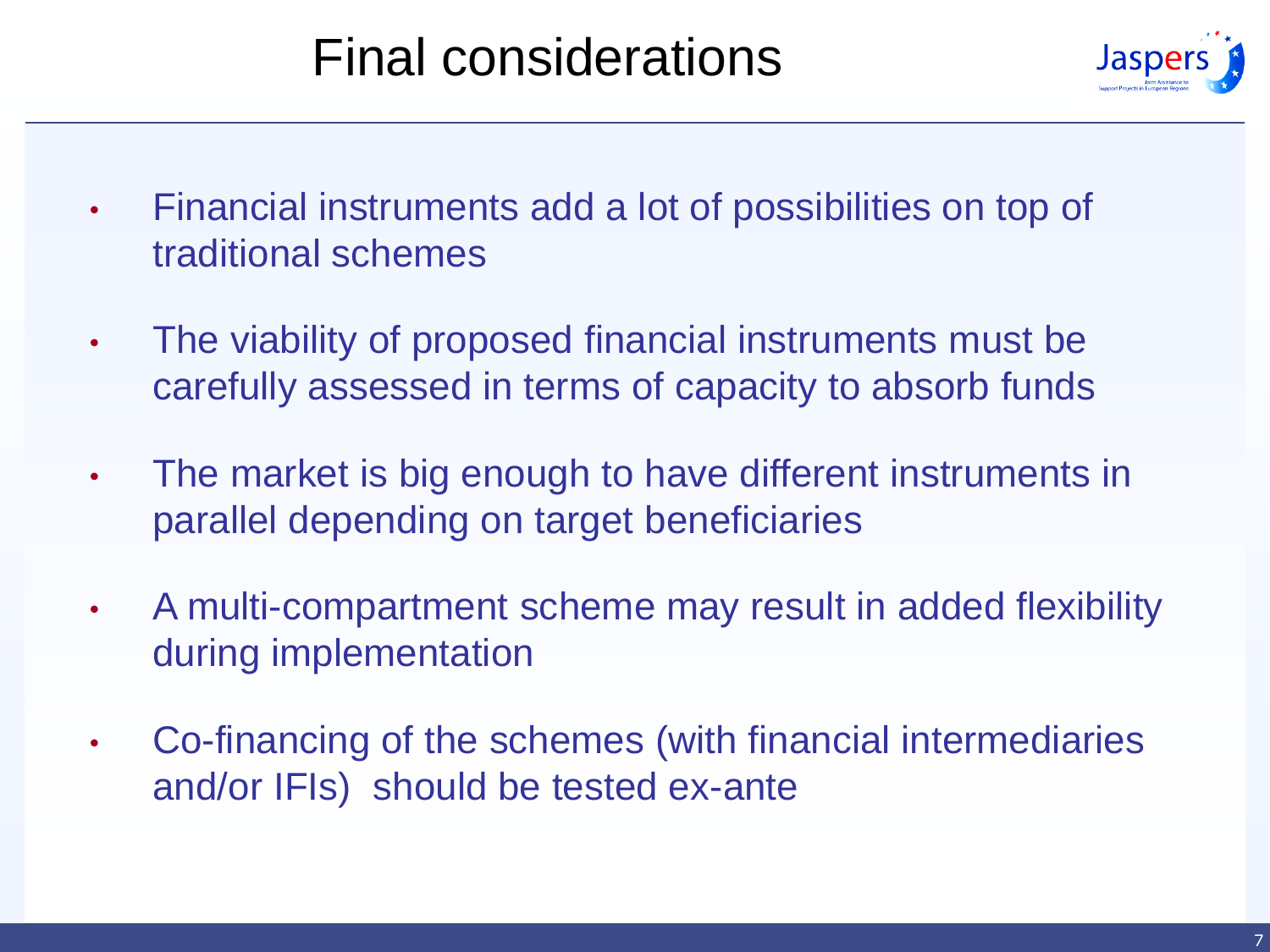# Final considerations

- Financial instruments add a lot of possibilities on top of traditional schemes
- The viability of proposed financial instruments must be carefully assessed in terms of capacity to absorb funds
- The market is big enough to have different instruments in parallel depending on target beneficiaries
- A multi-compartment scheme may result in added flexibility during implementation
- Co-financing of the schemes (with financial intermediaries and/or IFIs) should be tested ex-ante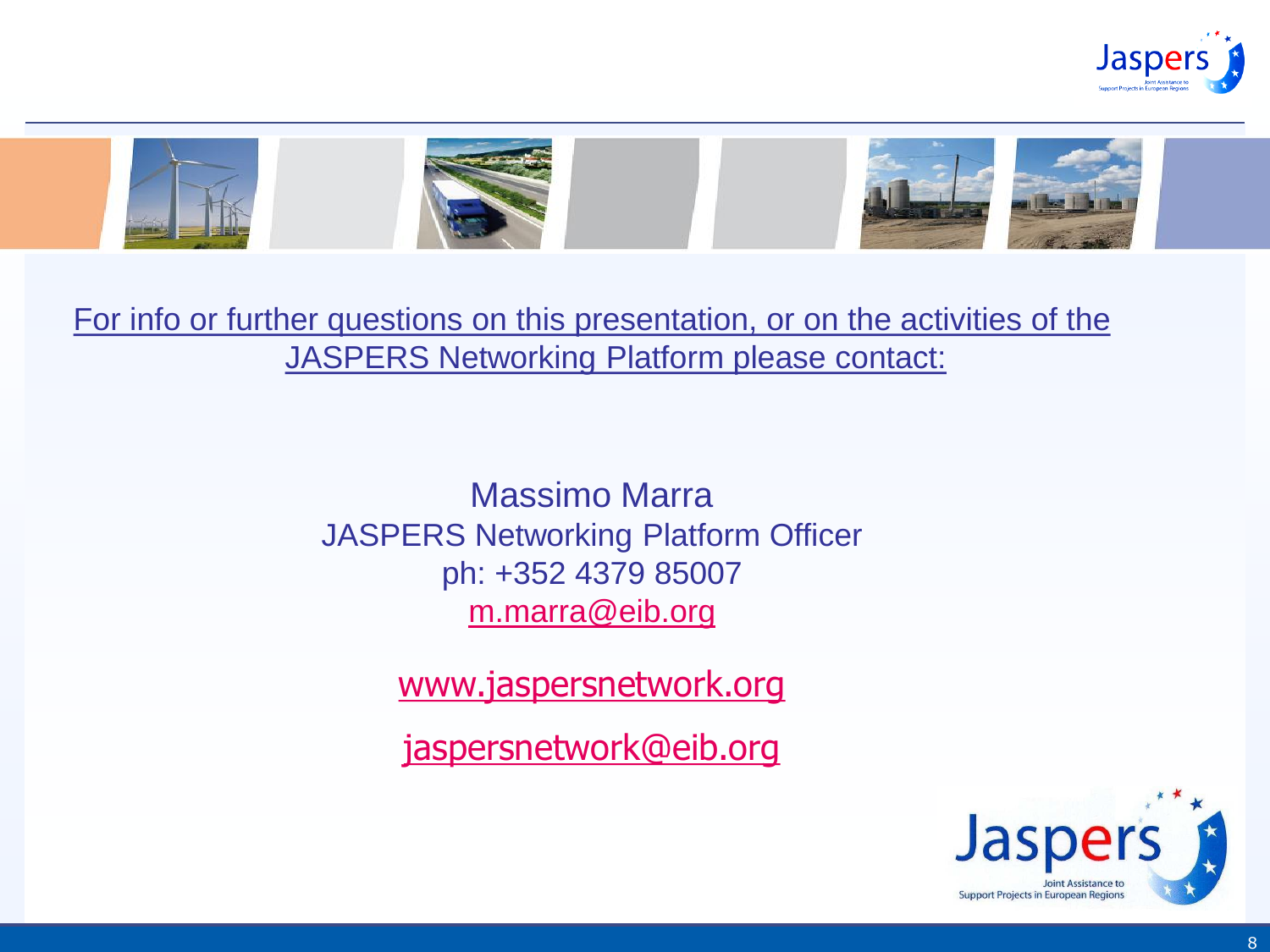For info or further questions on this presentation, or on the activities of the JASPERS Networking Platform please contact:

Massimo Marra
JASPERS Networking Platform Officer
ph: +352 4379 85007
m.marra@eib.org

www.jaspersnetwork.org

jaspersnetwork@eib.org